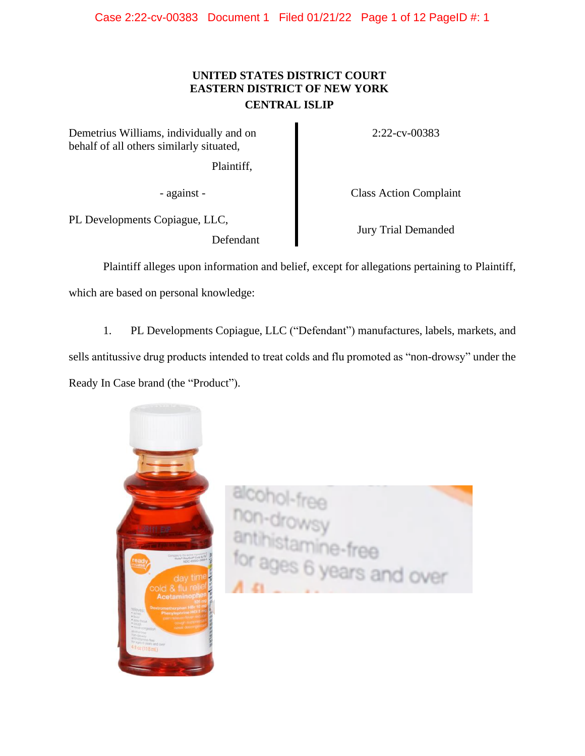**UNITED STATES DISTRICT COURT**
**EASTERN DISTRICT OF NEW YORK**
**CENTRAL ISLIP**

| | |
|---|---|
| Demetrius Williams, individually and on behalf of all others similarly situated, Plaintiff, | 2:22-cv-00383 |
| - against - | Class Action Complaint |
| PL Developments Copiague, LLC, Defendant | Jury Trial Demanded |

Plaintiff alleges upon information and belief, except for allegations pertaining to Plaintiff, which are based on personal knowledge:

1. PL Developments Copiague, LLC ("Defendant") manufactures, labels, markets, and sells antitussive drug products intended to treat colds and flu promoted as "non-drowsy" under the Ready In Case brand (the "Product").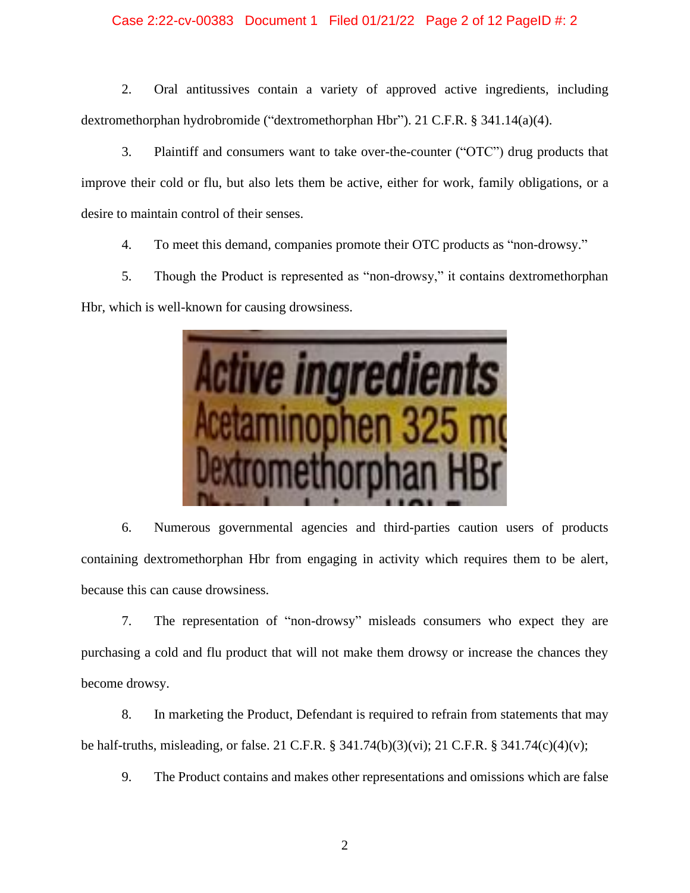2. Oral antitussives contain a variety of approved active ingredients, including dextromethorphan hydrobromide ("dextromethorphan Hbr"). 21 C.F.R. § 341.14(a)(4).

3. Plaintiff and consumers want to take over-the-counter ("OTC") drug products that improve their cold or flu, but also lets them be active, either for work, family obligations, or a desire to maintain control of their senses.

4. To meet this demand, companies promote their OTC products as "non-drowsy."

5. Though the Product is represented as "non-drowsy," it contains dextromethorphan Hbr, which is well-known for causing drowsiness.

Active ingredients
Acetaminophen 325 mg
Dextromethorphan HBr

6. Numerous governmental agencies and third-parties caution users of products containing dextromethorphan Hbr from engaging in activity which requires them to be alert, because this can cause drowsiness.

7. The representation of "non-drowsy" misleads consumers who expect they are purchasing a cold and flu product that will not make them drowsy or increase the chances they become drowsy.

8. In marketing the Product, Defendant is required to refrain from statements that may be half-truths, misleading, or false. 21 C.F.R. § 341.74(b)(3)(vi); 21 C.F.R. § 341.74(c)(4)(v);

9. The Product contains and makes other representations and omissions which are false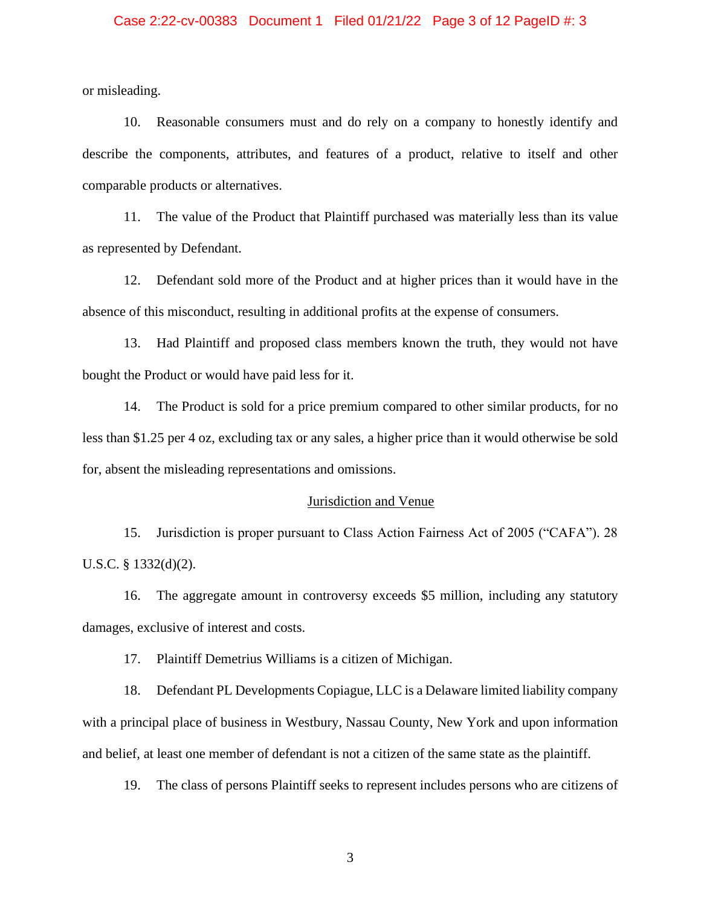or misleading.

10. Reasonable consumers must and do rely on a company to honestly identify and describe the components, attributes, and features of a product, relative to itself and other comparable products or alternatives.

11. The value of the Product that Plaintiff purchased was materially less than its value as represented by Defendant.

12. Defendant sold more of the Product and at higher prices than it would have in the absence of this misconduct, resulting in additional profits at the expense of consumers.

13. Had Plaintiff and proposed class members known the truth, they would not have bought the Product or would have paid less for it.

14. The Product is sold for a price premium compared to other similar products, for no less than $1.25 per 4 oz, excluding tax or any sales, a higher price than it would otherwise be sold for, absent the misleading representations and omissions.

## Jurisdiction and Venue

15. Jurisdiction is proper pursuant to Class Action Fairness Act of 2005 ("CAFA"). 28 U.S.C. § 1332(d)(2).

16. The aggregate amount in controversy exceeds $5 million, including any statutory damages, exclusive of interest and costs.

17. Plaintiff Demetrius Williams is a citizen of Michigan.

18. Defendant PL Developments Copiague, LLC is a Delaware limited liability company with a principal place of business in Westbury, Nassau County, New York and upon information and belief, at least one member of defendant is not a citizen of the same state as the plaintiff.

19. The class of persons Plaintiff seeks to represent includes persons who are citizens of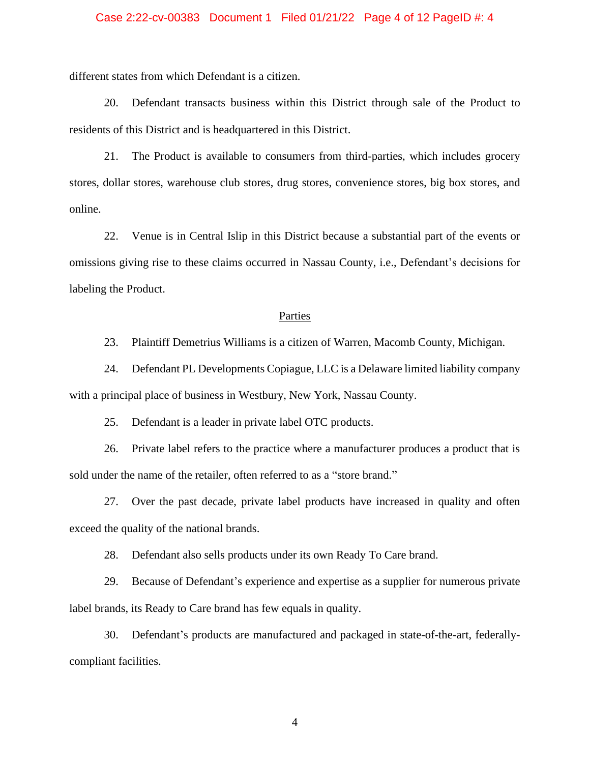different states from which Defendant is a citizen.

20. Defendant transacts business within this District through sale of the Product to residents of this District and is headquartered in this District.

21. The Product is available to consumers from third-parties, which includes grocery stores, dollar stores, warehouse club stores, drug stores, convenience stores, big box stores, and online.

22. Venue is in Central Islip in this District because a substantial part of the events or omissions giving rise to these claims occurred in Nassau County, i.e., Defendant's decisions for labeling the Product.

## Parties

23. Plaintiff Demetrius Williams is a citizen of Warren, Macomb County, Michigan.

24. Defendant PL Developments Copiague, LLC is a Delaware limited liability company with a principal place of business in Westbury, New York, Nassau County.

25. Defendant is a leader in private label OTC products.

26. Private label refers to the practice where a manufacturer produces a product that is sold under the name of the retailer, often referred to as a "store brand."

27. Over the past decade, private label products have increased in quality and often exceed the quality of the national brands.

28. Defendant also sells products under its own Ready To Care brand.

29. Because of Defendant's experience and expertise as a supplier for numerous private label brands, its Ready to Care brand has few equals in quality.

30. Defendant's products are manufactured and packaged in state-of-the-art, federally-compliant facilities.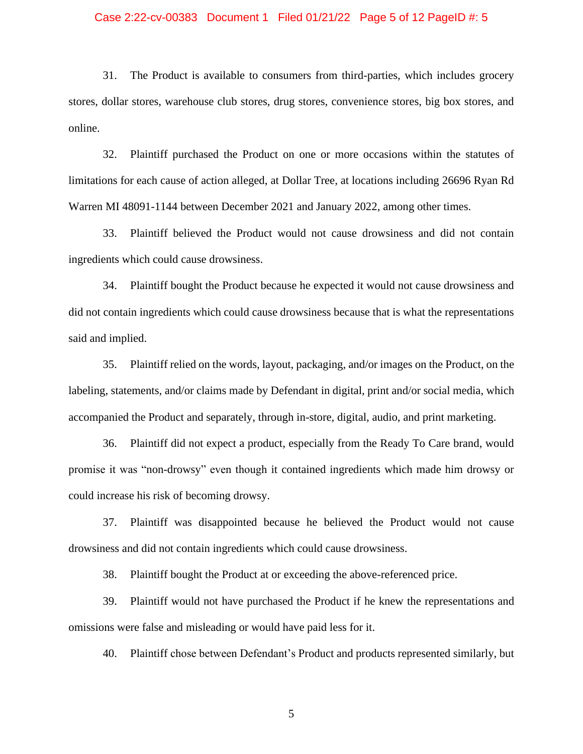31. The Product is available to consumers from third-parties, which includes grocery stores, dollar stores, warehouse club stores, drug stores, convenience stores, big box stores, and online.

32. Plaintiff purchased the Product on one or more occasions within the statutes of limitations for each cause of action alleged, at Dollar Tree, at locations including 26696 Ryan Rd Warren MI 48091-1144 between December 2021 and January 2022, among other times.

33. Plaintiff believed the Product would not cause drowsiness and did not contain ingredients which could cause drowsiness.

34. Plaintiff bought the Product because he expected it would not cause drowsiness and did not contain ingredients which could cause drowsiness because that is what the representations said and implied.

35. Plaintiff relied on the words, layout, packaging, and/or images on the Product, on the labeling, statements, and/or claims made by Defendant in digital, print and/or social media, which accompanied the Product and separately, through in-store, digital, audio, and print marketing.

36. Plaintiff did not expect a product, especially from the Ready To Care brand, would promise it was "non-drowsy" even though it contained ingredients which made him drowsy or could increase his risk of becoming drowsy.

37. Plaintiff was disappointed because he believed the Product would not cause drowsiness and did not contain ingredients which could cause drowsiness.

38. Plaintiff bought the Product at or exceeding the above-referenced price.

39. Plaintiff would not have purchased the Product if he knew the representations and omissions were false and misleading or would have paid less for it.

40. Plaintiff chose between Defendant's Product and products represented similarly, but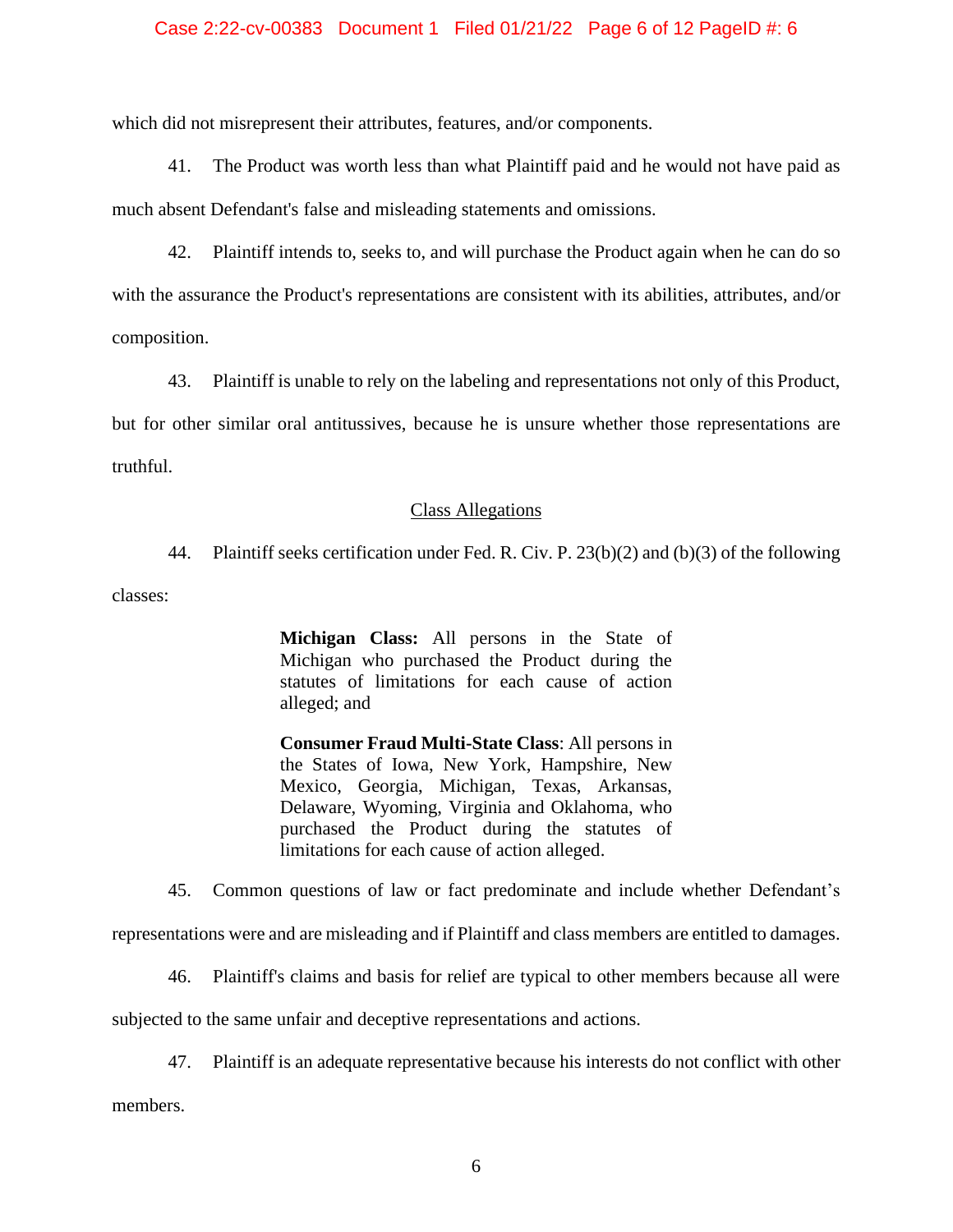which did not misrepresent their attributes, features, and/or components.

41. The Product was worth less than what Plaintiff paid and he would not have paid as much absent Defendant's false and misleading statements and omissions.

42. Plaintiff intends to, seeks to, and will purchase the Product again when he can do so with the assurance the Product's representations are consistent with its abilities, attributes, and/or composition.

43. Plaintiff is unable to rely on the labeling and representations not only of this Product, but for other similar oral antitussives, because he is unsure whether those representations are truthful.

## Class Allegations

44. Plaintiff seeks certification under Fed. R. Civ. P. 23(b)(2) and (b)(3) of the following classes:

> **Michigan Class:** All persons in the State of Michigan who purchased the Product during the statutes of limitations for each cause of action alleged; and
>
> **Consumer Fraud Multi-State Class**: All persons in the States of Iowa, New York, Hampshire, New Mexico, Georgia, Michigan, Texas, Arkansas, Delaware, Wyoming, Virginia and Oklahoma, who purchased the Product during the statutes of limitations for each cause of action alleged.

45. Common questions of law or fact predominate and include whether Defendant's representations were and are misleading and if Plaintiff and class members are entitled to damages.

46. Plaintiff's claims and basis for relief are typical to other members because all were subjected to the same unfair and deceptive representations and actions.

47. Plaintiff is an adequate representative because his interests do not conflict with other members.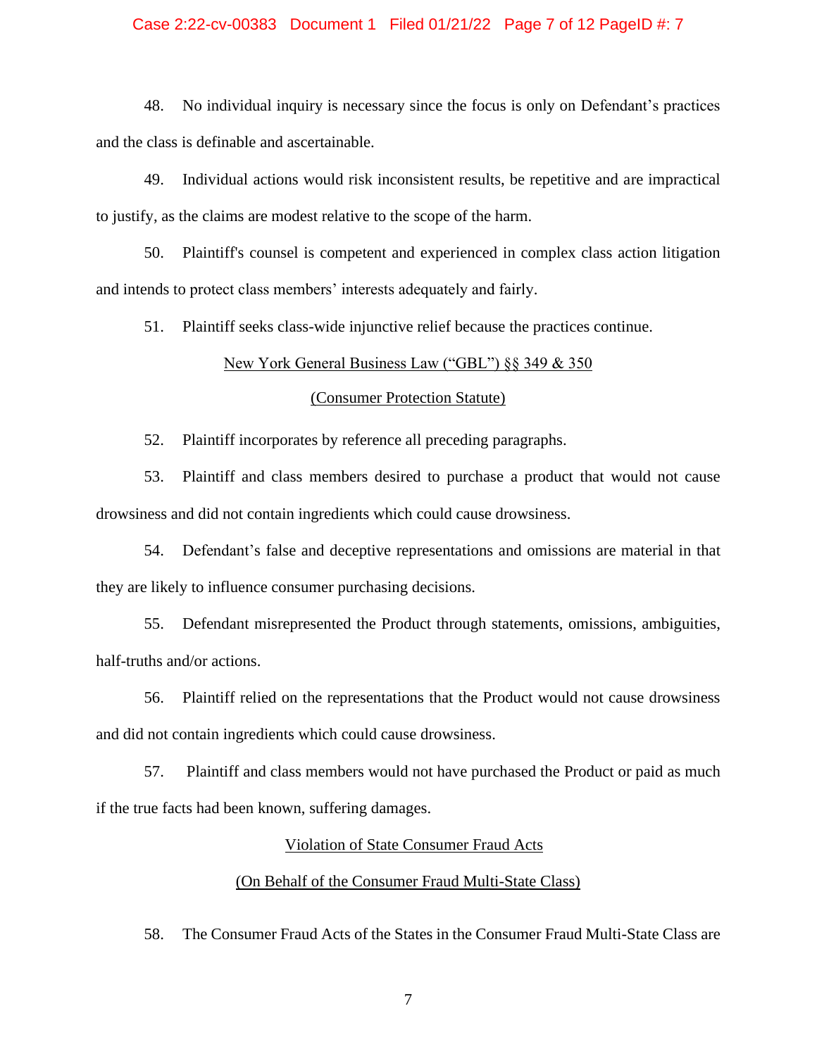48. No individual inquiry is necessary since the focus is only on Defendant's practices and the class is definable and ascertainable.

49. Individual actions would risk inconsistent results, be repetitive and are impractical to justify, as the claims are modest relative to the scope of the harm.

50. Plaintiff's counsel is competent and experienced in complex class action litigation and intends to protect class members' interests adequately and fairly.

51. Plaintiff seeks class-wide injunctive relief because the practices continue.

New York General Business Law ("GBL") §§ 349 & 350

(Consumer Protection Statute)

52. Plaintiff incorporates by reference all preceding paragraphs.

53. Plaintiff and class members desired to purchase a product that would not cause drowsiness and did not contain ingredients which could cause drowsiness.

54. Defendant's false and deceptive representations and omissions are material in that they are likely to influence consumer purchasing decisions.

55. Defendant misrepresented the Product through statements, omissions, ambiguities, half-truths and/or actions.

56. Plaintiff relied on the representations that the Product would not cause drowsiness and did not contain ingredients which could cause drowsiness.

57. Plaintiff and class members would not have purchased the Product or paid as much if the true facts had been known, suffering damages.

Violation of State Consumer Fraud Acts

(On Behalf of the Consumer Fraud Multi-State Class)

58. The Consumer Fraud Acts of the States in the Consumer Fraud Multi-State Class are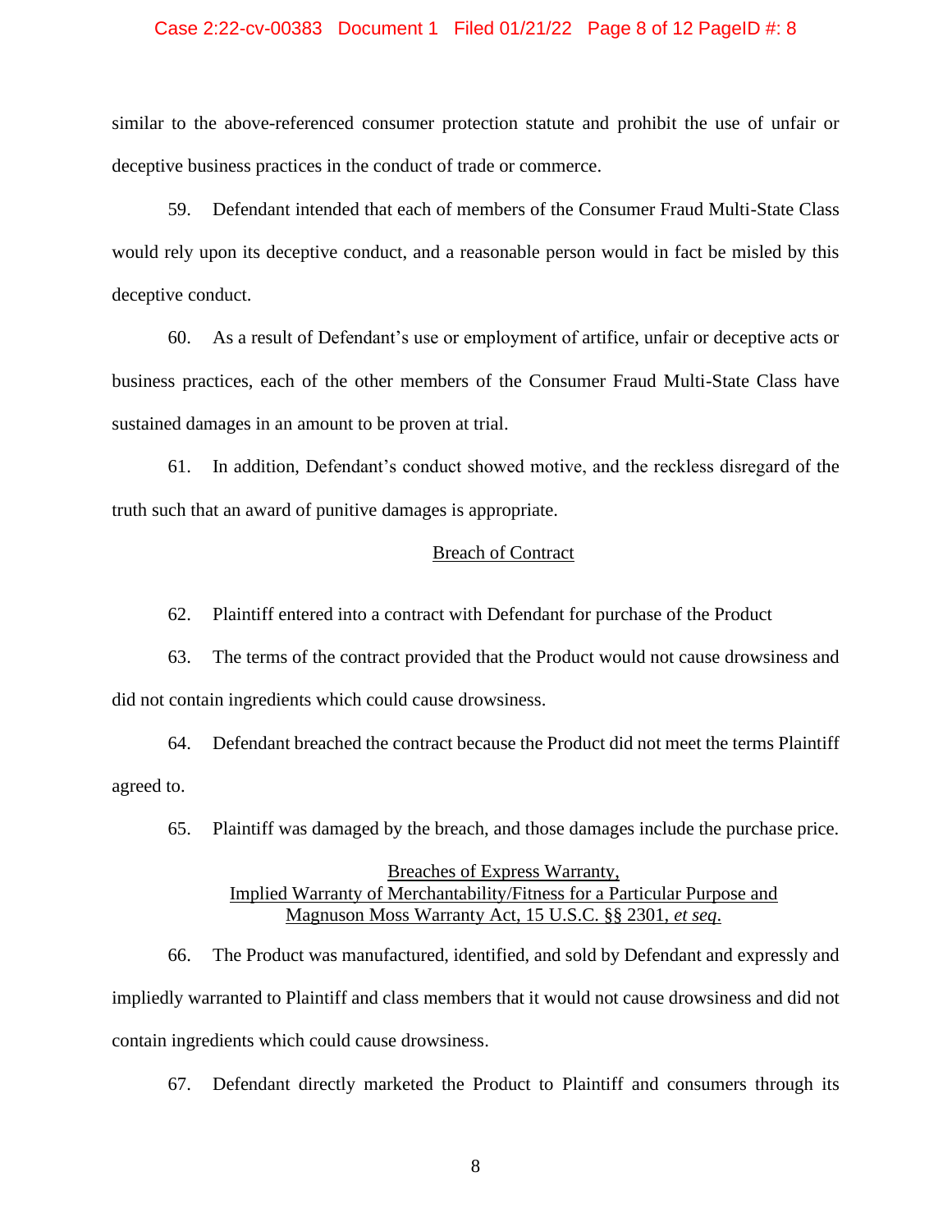similar to the above-referenced consumer protection statute and prohibit the use of unfair or deceptive business practices in the conduct of trade or commerce.

59. Defendant intended that each of members of the Consumer Fraud Multi-State Class would rely upon its deceptive conduct, and a reasonable person would in fact be misled by this deceptive conduct.

60. As a result of Defendant's use or employment of artifice, unfair or deceptive acts or business practices, each of the other members of the Consumer Fraud Multi-State Class have sustained damages in an amount to be proven at trial.

61. In addition, Defendant's conduct showed motive, and the reckless disregard of the truth such that an award of punitive damages is appropriate.

## Breach of Contract

62. Plaintiff entered into a contract with Defendant for purchase of the Product

63. The terms of the contract provided that the Product would not cause drowsiness and did not contain ingredients which could cause drowsiness.

64. Defendant breached the contract because the Product did not meet the terms Plaintiff agreed to.

65. Plaintiff was damaged by the breach, and those damages include the purchase price.

## Breaches of Express Warranty, Implied Warranty of Merchantability/Fitness for a Particular Purpose and Magnuson Moss Warranty Act, 15 U.S.C. §§ 2301, *et seq*.

66. The Product was manufactured, identified, and sold by Defendant and expressly and impliedly warranted to Plaintiff and class members that it would not cause drowsiness and did not contain ingredients which could cause drowsiness.

67. Defendant directly marketed the Product to Plaintiff and consumers through its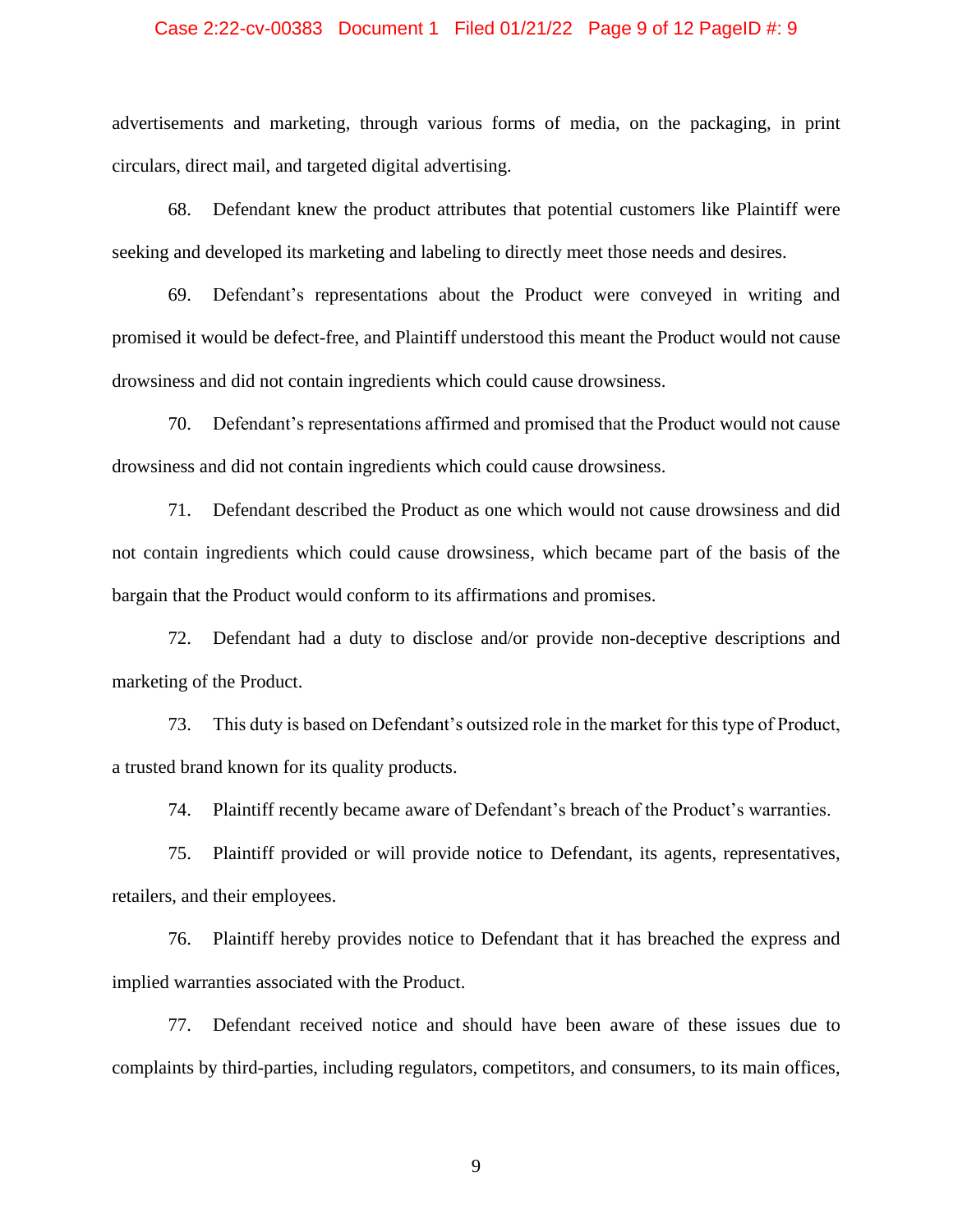advertisements and marketing, through various forms of media, on the packaging, in print circulars, direct mail, and targeted digital advertising.

68. Defendant knew the product attributes that potential customers like Plaintiff were seeking and developed its marketing and labeling to directly meet those needs and desires.

69. Defendant's representations about the Product were conveyed in writing and promised it would be defect-free, and Plaintiff understood this meant the Product would not cause drowsiness and did not contain ingredients which could cause drowsiness.

70. Defendant's representations affirmed and promised that the Product would not cause drowsiness and did not contain ingredients which could cause drowsiness.

71. Defendant described the Product as one which would not cause drowsiness and did not contain ingredients which could cause drowsiness, which became part of the basis of the bargain that the Product would conform to its affirmations and promises.

72. Defendant had a duty to disclose and/or provide non-deceptive descriptions and marketing of the Product.

73. This duty is based on Defendant's outsized role in the market for this type of Product, a trusted brand known for its quality products.

74. Plaintiff recently became aware of Defendant's breach of the Product's warranties.

75. Plaintiff provided or will provide notice to Defendant, its agents, representatives, retailers, and their employees.

76. Plaintiff hereby provides notice to Defendant that it has breached the express and implied warranties associated with the Product.

77. Defendant received notice and should have been aware of these issues due to complaints by third-parties, including regulators, competitors, and consumers, to its main offices,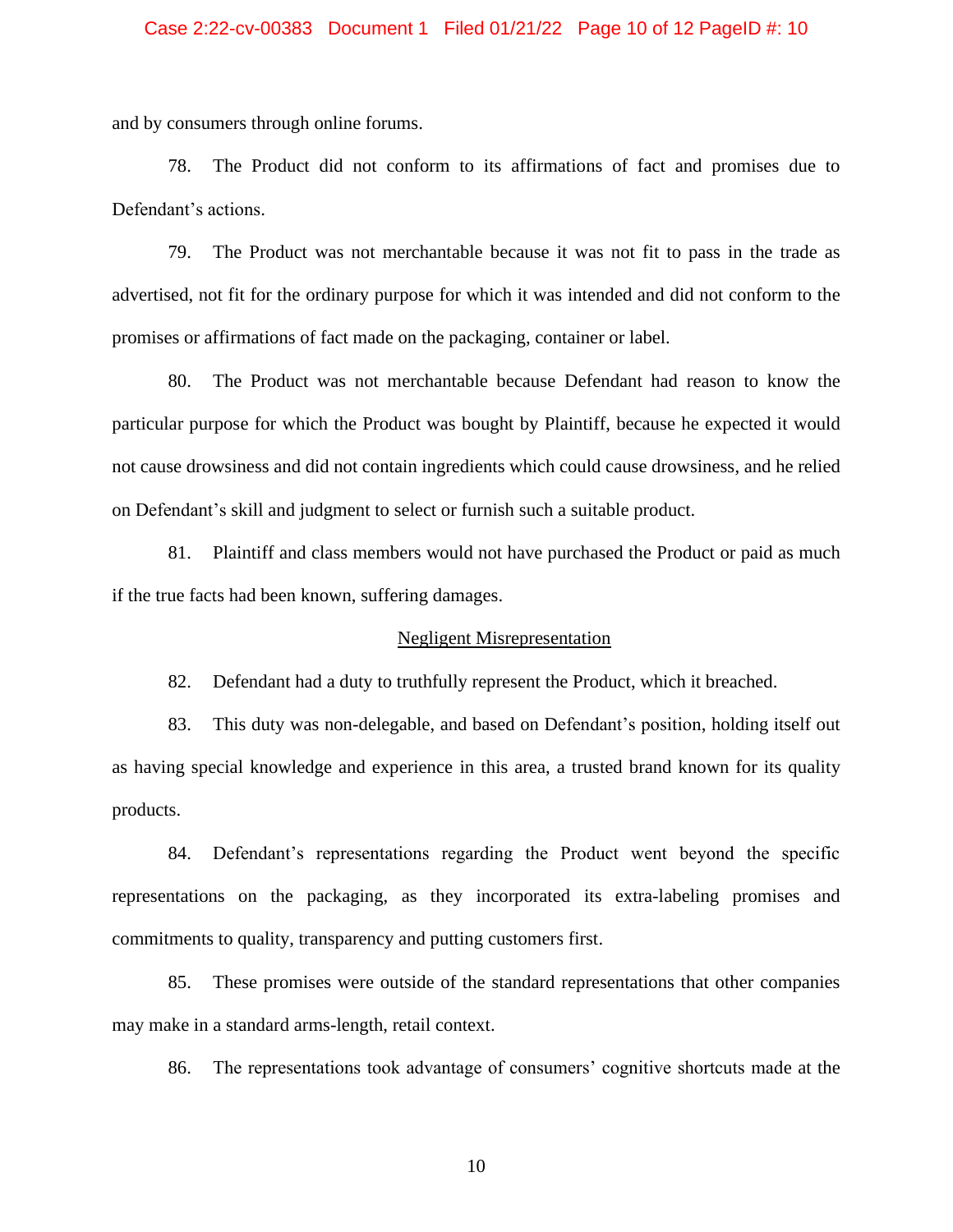and by consumers through online forums.

78. The Product did not conform to its affirmations of fact and promises due to Defendant's actions.

79. The Product was not merchantable because it was not fit to pass in the trade as advertised, not fit for the ordinary purpose for which it was intended and did not conform to the promises or affirmations of fact made on the packaging, container or label.

80. The Product was not merchantable because Defendant had reason to know the particular purpose for which the Product was bought by Plaintiff, because he expected it would not cause drowsiness and did not contain ingredients which could cause drowsiness, and he relied on Defendant's skill and judgment to select or furnish such a suitable product.

81. Plaintiff and class members would not have purchased the Product or paid as much if the true facts had been known, suffering damages.

## Negligent Misrepresentation

82. Defendant had a duty to truthfully represent the Product, which it breached.

83. This duty was non-delegable, and based on Defendant's position, holding itself out as having special knowledge and experience in this area, a trusted brand known for its quality products.

84. Defendant's representations regarding the Product went beyond the specific representations on the packaging, as they incorporated its extra-labeling promises and commitments to quality, transparency and putting customers first.

85. These promises were outside of the standard representations that other companies may make in a standard arms-length, retail context.

86. The representations took advantage of consumers' cognitive shortcuts made at the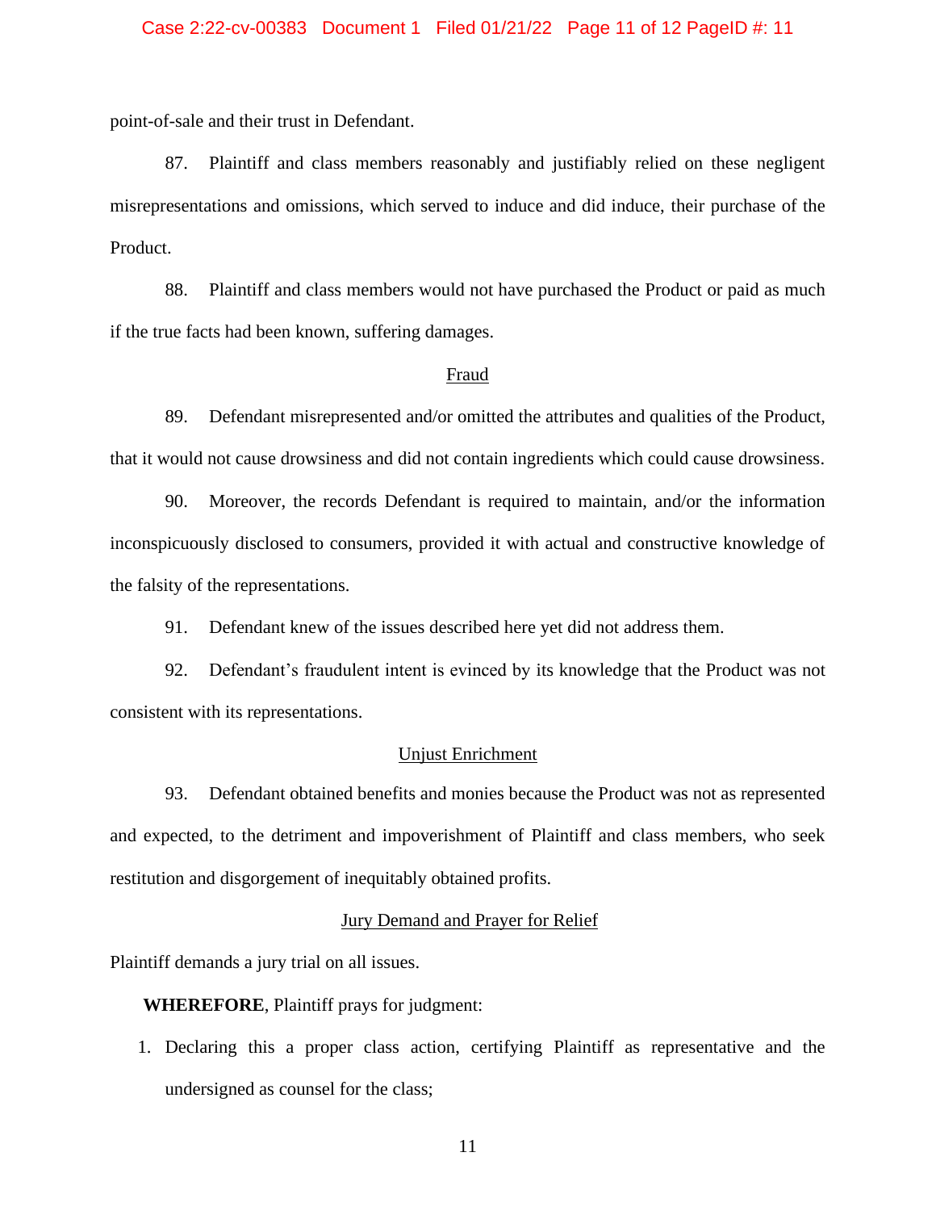point-of-sale and their trust in Defendant.

87. Plaintiff and class members reasonably and justifiably relied on these negligent misrepresentations and omissions, which served to induce and did induce, their purchase of the Product.

88. Plaintiff and class members would not have purchased the Product or paid as much if the true facts had been known, suffering damages.

<u>Fraud</u>

89. Defendant misrepresented and/or omitted the attributes and qualities of the Product, that it would not cause drowsiness and did not contain ingredients which could cause drowsiness.

90. Moreover, the records Defendant is required to maintain, and/or the information inconspicuously disclosed to consumers, provided it with actual and constructive knowledge of the falsity of the representations.

91. Defendant knew of the issues described here yet did not address them.

92. Defendant's fraudulent intent is evinced by its knowledge that the Product was not consistent with its representations.

<u>Unjust Enrichment</u>

93. Defendant obtained benefits and monies because the Product was not as represented and expected, to the detriment and impoverishment of Plaintiff and class members, who seek restitution and disgorgement of inequitably obtained profits.

<u>Jury Demand and Prayer for Relief</u>

Plaintiff demands a jury trial on all issues.

**WHEREFORE**, Plaintiff prays for judgment:

1. Declaring this a proper class action, certifying Plaintiff as representative and the undersigned as counsel for the class;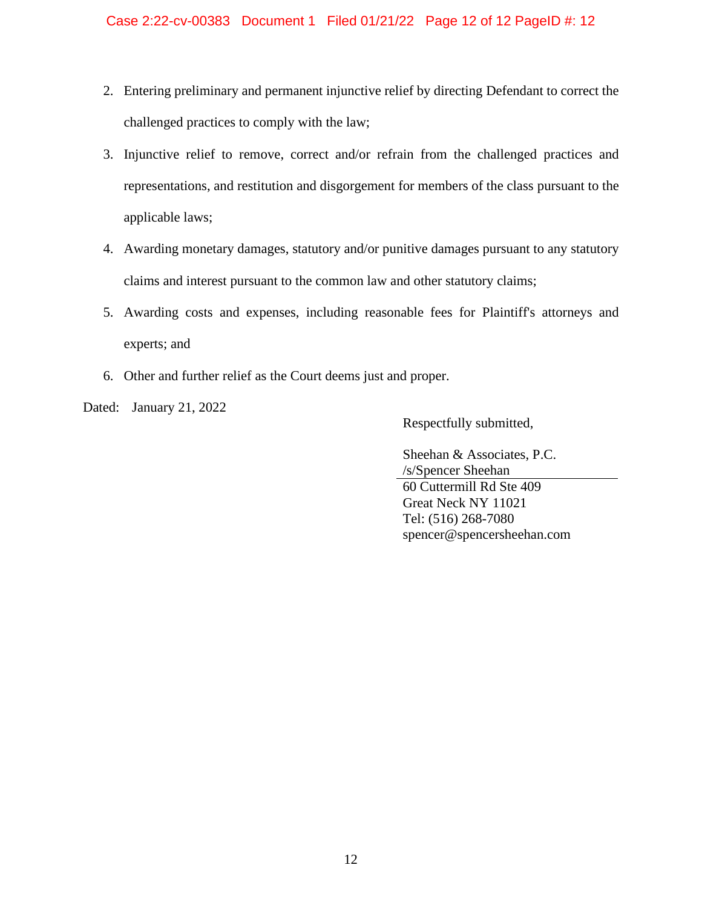2. Entering preliminary and permanent injunctive relief by directing Defendant to correct the challenged practices to comply with the law;
3. Injunctive relief to remove, correct and/or refrain from the challenged practices and representations, and restitution and disgorgement for members of the class pursuant to the applicable laws;
4. Awarding monetary damages, statutory and/or punitive damages pursuant to any statutory claims and interest pursuant to the common law and other statutory claims;
5. Awarding costs and expenses, including reasonable fees for Plaintiff's attorneys and experts; and
6. Other and further relief as the Court deems just and proper.

Dated: January 21, 2022

Respectfully submitted,

Sheehan & Associates, P.C.
/s/Spencer Sheehan
60 Cuttermill Rd Ste 409
Great Neck NY 11021
Tel: (516) 268-7080
spencer@spencersheehan.com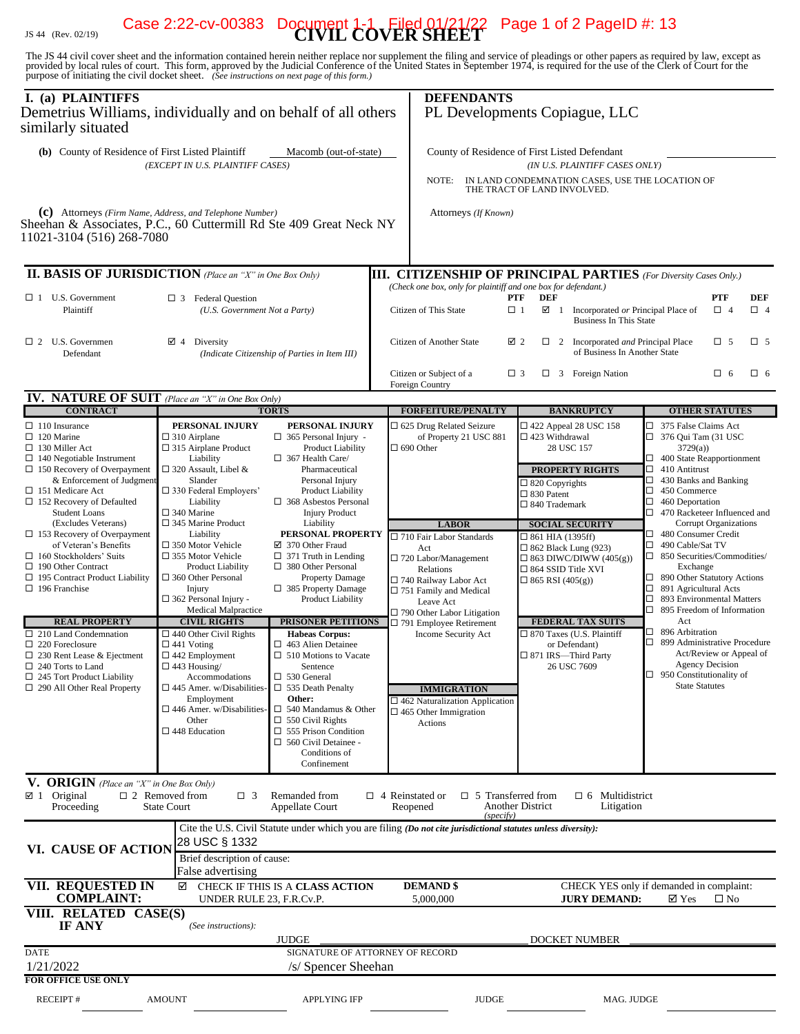JS 44 (Rev. 02/19)

# CIVIL COVER SHEET

The JS 44 civil cover sheet and the information contained herein neither replace nor supplement the filing and service of pleadings or other papers as required by law, except as provided by local rules of court. This form, approved by the Judicial Conference of the United States in September 1974, is required for the use of the Clerk of Court for the purpose of initiating the civil docket sheet. *(See instructions on next page of this form.)*

## I. (a) PLAINTIFFS

Demetrius Williams, individually and on behalf of all others similarly situated

**(b)** County of Residence of First Listed Plaintiff: Macomb (out-of-state)
*(EXCEPT IN U.S. PLAINTIFF CASES)*

**(c)** Attorneys *(Firm Name, Address, and Telephone Number)*
Sheehan & Associates, P.C., 60 Cuttermill Rd Ste 409 Great Neck NY 11021-3104 (516) 268-7080

## DEFENDANTS

PL Developments Copiague, LLC

County of Residence of First Listed Defendant
*(IN U.S. PLAINTIFF CASES ONLY)*

NOTE: IN LAND CONDEMNATION CASES, USE THE LOCATION OF THE TRACT OF LAND INVOLVED.

Attorneys *(If Known)*

## II. BASIS OF JURISDICTION *(Place an "X" in One Box Only)*

- ☐ 1 U.S. Government Plaintiff
- ☐ 3 Federal Question *(U.S. Government Not a Party)*
- ☐ 2 U.S. Government Defendant
- ☑ 4 Diversity *(Indicate Citizenship of Parties in Item III)*

## III. CITIZENSHIP OF PRINCIPAL PARTIES *(For Diversity Cases Only.)*

*(Check one box, only for plaintiff and one box for defendant.)*

| | PTF | DEF | | PTF | DEF |
|---|---|---|---|---|---|
| Citizen of This State | ☐ 1 | ☑ 1 | Incorporated *or* Principal Place of Business In This State | ☐ 4 | ☐ 4 |
| Citizen of Another State | ☑ 2 | ☐ 2 | Incorporated *and* Principal Place of Business In Another State | ☐ 5 | ☐ 5 |
| Citizen or Subject of a Foreign Country | ☐ 3 | ☐ 3 | Foreign Nation | ☐ 6 | ☐ 6 |

## IV. NATURE OF SUIT *(Place an "X" in One Box Only)*

**CONTRACT**
- ☐ 110 Insurance
- ☐ 120 Marine
- ☐ 130 Miller Act
- ☐ 140 Negotiable Instrument
- ☐ 150 Recovery of Overpayment & Enforcement of Judgment
- ☐ 151 Medicare Act
- ☐ 152 Recovery of Defaulted Student Loans (Excludes Veterans)
- ☐ 153 Recovery of Overpayment of Veteran's Benefits
- ☐ 160 Stockholders' Suits
- ☐ 190 Other Contract
- ☐ 195 Contract Product Liability
- ☐ 196 Franchise

**REAL PROPERTY**
- ☐ 210 Land Condemnation
- ☐ 220 Foreclosure
- ☐ 230 Rent Lease & Ejectment
- ☐ 240 Torts to Land
- ☐ 245 Tort Product Liability
- ☐ 290 All Other Real Property

**TORTS**

PERSONAL INJURY
- ☐ 310 Airplane
- ☐ 315 Airplane Product Liability
- ☐ 320 Assault, Libel & Slander
- ☐ 330 Federal Employers' Liability
- ☐ 340 Marine
- ☐ 345 Marine Product Liability
- ☐ 350 Motor Vehicle
- ☐ 355 Motor Vehicle Product Liability
- ☐ 360 Other Personal Injury
- ☐ 362 Personal Injury - Medical Malpractice

PERSONAL INJURY
- ☐ 365 Personal Injury - Product Liability
- ☐ 367 Health Care/ Pharmaceutical Personal Injury Product Liability
- ☐ 368 Asbestos Personal Injury Product Liability

PERSONAL PROPERTY
- ☑ 370 Other Fraud
- ☐ 371 Truth in Lending
- ☐ 380 Other Personal Property Damage
- ☐ 385 Property Damage Product Liability

**CIVIL RIGHTS**
- ☐ 440 Other Civil Rights
- ☐ 441 Voting
- ☐ 442 Employment
- ☐ 443 Housing/ Accommodations
- ☐ 445 Amer. w/Disabilities- Employment
- ☐ 446 Amer. w/Disabilities- Other
- ☐ 448 Education

**PRISONER PETITIONS**

Habeas Corpus:
- ☐ 463 Alien Detainee
- ☐ 510 Motions to Vacate Sentence
- ☐ 530 General
- ☐ 535 Death Penalty

Other:
- ☐ 540 Mandamus & Other
- ☐ 550 Civil Rights
- ☐ 555 Prison Condition
- ☐ 560 Civil Detainee - Conditions of Confinement

**FORFEITURE/PENALTY**
- ☐ 625 Drug Related Seizure of Property 21 USC 881
- ☐ 690 Other

**LABOR**
- ☐ 710 Fair Labor Standards Act
- ☐ 720 Labor/Management Relations
- ☐ 740 Railway Labor Act
- ☐ 751 Family and Medical Leave Act
- ☐ 790 Other Labor Litigation
- ☐ 791 Employee Retirement Income Security Act

**IMMIGRATION**
- ☐ 462 Naturalization Application
- ☐ 465 Other Immigration Actions

**BANKRUPTCY**
- ☐ 422 Appeal 28 USC 158
- ☐ 423 Withdrawal 28 USC 157

**PROPERTY RIGHTS**
- ☐ 820 Copyrights
- ☐ 830 Patent
- ☐ 840 Trademark

**SOCIAL SECURITY**
- ☐ 861 HIA (1395ff)
- ☐ 862 Black Lung (923)
- ☐ 863 DIWC/DIWW (405(g))
- ☐ 864 SSID Title XVI
- ☐ 865 RSI (405(g))

**FEDERAL TAX SUITS**
- ☐ 870 Taxes (U.S. Plaintiff or Defendant)
- ☐ 871 IRS—Third Party 26 USC 7609

**OTHER STATUTES**
- ☐ 375 False Claims Act
- ☐ 376 Qui Tam (31 USC 3729(a))
- ☐ 400 State Reapportionment
- ☐ 410 Antitrust
- ☐ 430 Banks and Banking
- ☐ 450 Commerce
- ☐ 460 Deportation
- ☐ 470 Racketeer Influenced and Corrupt Organizations
- ☐ 480 Consumer Credit
- ☐ 490 Cable/Sat TV
- ☐ 850 Securities/Commodities/ Exchange
- ☐ 890 Other Statutory Actions
- ☐ 891 Agricultural Acts
- ☐ 893 Environmental Matters
- ☐ 895 Freedom of Information Act
- ☐ 896 Arbitration
- ☐ 899 Administrative Procedure Act/Review or Appeal of Agency Decision
- ☐ 950 Constitutionality of State Statutes

## V. ORIGIN *(Place an "X" in One Box Only)*

- ☑ 1 Original Proceeding
- ☐ 2 Removed from State Court
- ☐ 3 Remanded from Appellate Court
- ☐ 4 Reinstated or Reopened
- ☐ 5 Transferred from Another District *(specify)*
- ☐ 6 Multidistrict Litigation

## VI. CAUSE OF ACTION

Cite the U.S. Civil Statute under which you are filing *(Do not cite jurisdictional statutes unless diversity)*:
28 USC § 1332

Brief description of cause:
False advertising

## VII. REQUESTED IN COMPLAINT:

☑ CHECK IF THIS IS A **CLASS ACTION** UNDER RULE 23, F.R.Cv.P.

**DEMAND $** 5,000,000

CHECK YES only if demanded in complaint: **JURY DEMAND:** ☑ Yes ☐ No

## VIII. RELATED CASE(S) IF ANY

*(See instructions):*

JUDGE ______ DOCKET NUMBER ______

DATE: 1/21/2022

SIGNATURE OF ATTORNEY OF RECORD: /s/ Spencer Sheehan

**FOR OFFICE USE ONLY**

RECEIPT # ______ AMOUNT ______ APPLYING IFP ______ JUDGE ______ MAG. JUDGE ______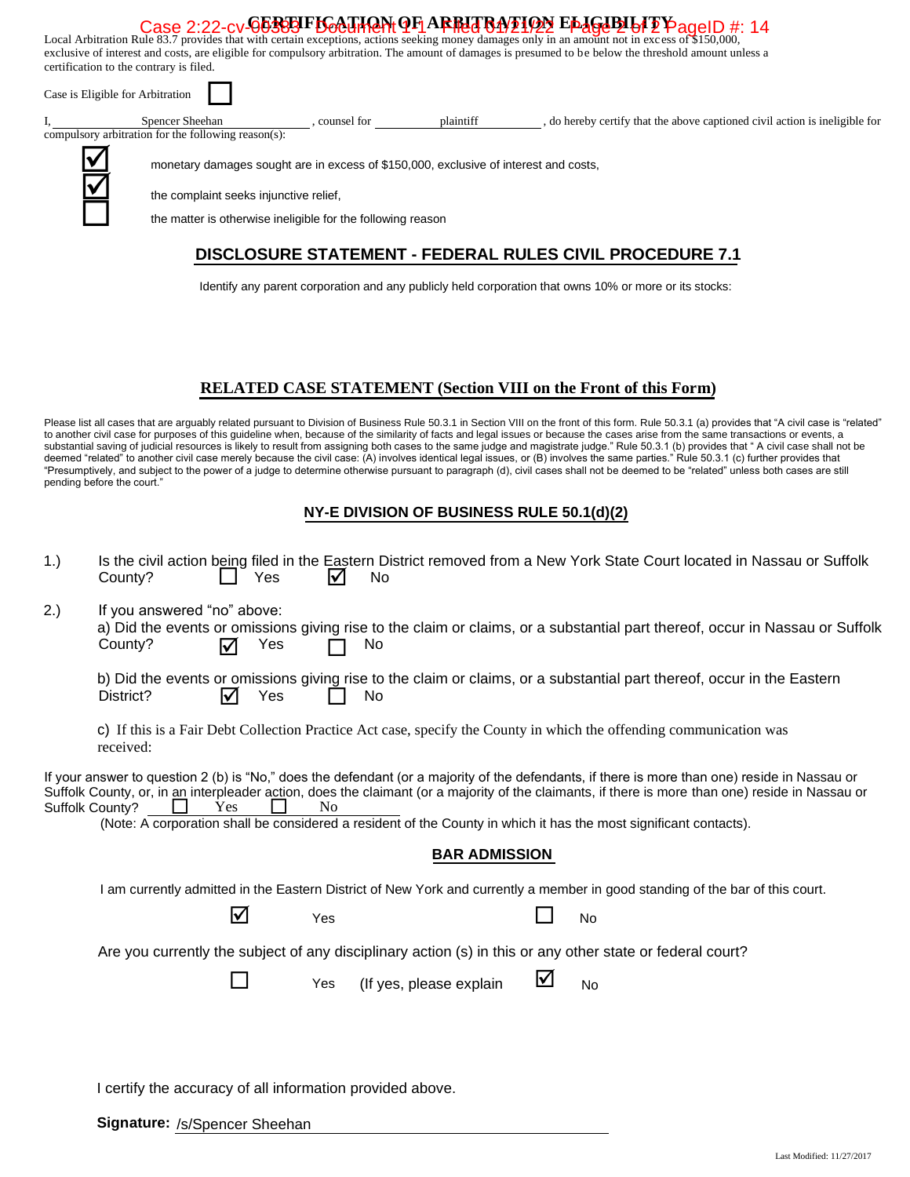# CERTIFICATION OF ARBITRATION ELIGIBILITY

Local Arbitration Rule 83.7 provides that with certain exceptions, actions seeking money damages only in an amount not in excess of $150,000, exclusive of interest and costs, are eligible for compulsory arbitration. The amount of damages is presumed to be below the threshold amount unless a certification to the contrary is filed.

Case is Eligible for Arbitration ☐

I, Spencer Sheehan, counsel for plaintiff, do hereby certify that the above captioned civil action is ineligible for compulsory arbitration for the following reason(s):

☑ monetary damages sought are in excess of $150,000, exclusive of interest and costs,

☑ the complaint seeks injunctive relief,

☐ the matter is otherwise ineligible for the following reason

## DISCLOSURE STATEMENT - FEDERAL RULES CIVIL PROCEDURE 7.1

Identify any parent corporation and any publicly held corporation that owns 10% or more or its stocks:

## RELATED CASE STATEMENT (Section VIII on the Front of this Form)

Please list all cases that are arguably related pursuant to Division of Business Rule 50.3.1 in Section VIII on the front of this form. Rule 50.3.1 (a) provides that "A civil case is "related" to another civil case for purposes of this guideline when, because of the similarity of facts and legal issues or because the cases arise from the same transactions or events, a substantial saving of judicial resources is likely to result from assigning both cases to the same judge and magistrate judge." Rule 50.3.1 (b) provides that " A civil case shall not be deemed "related" to another civil case merely because the civil case: (A) involves identical legal issues, or (B) involves the same parties." Rule 50.3.1 (c) further provides that "Presumptively, and subject to the power of a judge to determine otherwise pursuant to paragraph (d), civil cases shall not be deemed to be "related" unless both cases are still pending before the court."

## NY-E DIVISION OF BUSINESS RULE 50.1(d)(2)

1.) Is the civil action being filed in the Eastern District removed from a New York State Court located in Nassau or Suffolk County? ☐ Yes ☑ No

2.) If you answered "no" above:

a) Did the events or omissions giving rise to the claim or claims, or a substantial part thereof, occur in Nassau or Suffolk County? ☑ Yes ☐ No

b) Did the events or omissions giving rise to the claim or claims, or a substantial part thereof, occur in the Eastern District? ☑ Yes ☐ No

c) If this is a Fair Debt Collection Practice Act case, specify the County in which the offending communication was received:

If your answer to question 2 (b) is "No," does the defendant (or a majority of the defendants, if there is more than one) reside in Nassau or Suffolk County, or, in an interpleader action, does the claimant (or a majority of the claimants, if there is more than one) reside in Nassau or Suffolk County? ☐ Yes ☐ No

(Note: A corporation shall be considered a resident of the County in which it has the most significant contacts).

## BAR ADMISSION

I am currently admitted in the Eastern District of New York and currently a member in good standing of the bar of this court.

☑ Yes ☐ No

Are you currently the subject of any disciplinary action (s) in this or any other state or federal court?

☐ Yes (If yes, please explain ☑ No

I certify the accuracy of all information provided above.

**Signature:** /s/Spencer Sheehan

Last Modified: 11/27/2017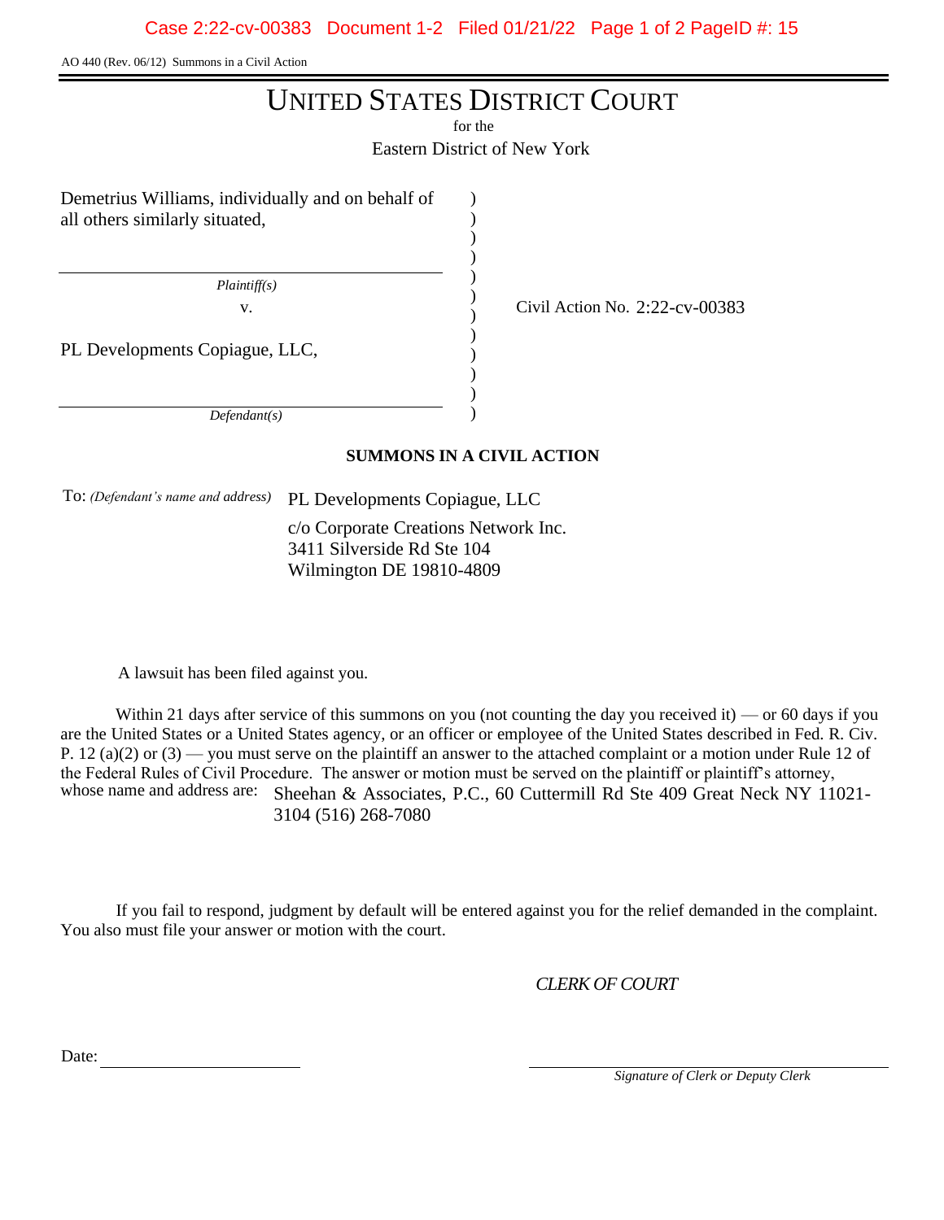AO 440 (Rev. 06/12) Summons in a Civil Action

# UNITED STATES DISTRICT COURT

for the

Eastern District of New York

| | |
|---|---|
| Demetrius Williams, individually and on behalf of all others similarly situated, | |
| *Plaintiff(s)* | |
| v. | Civil Action No. 2:22-cv-00383 |
| PL Developments Copiague, LLC, | |
| *Defendant(s)* | |

**SUMMONS IN A CIVIL ACTION**

To: *(Defendant's name and address)* PL Developments Copiague, LLC
c/o Corporate Creations Network Inc.
3411 Silverside Rd Ste 104
Wilmington DE 19810-4809

A lawsuit has been filed against you.

Within 21 days after service of this summons on you (not counting the day you received it) — or 60 days if you are the United States or a United States agency, or an officer or employee of the United States described in Fed. R. Civ. P. 12 (a)(2) or (3) — you must serve on the plaintiff an answer to the attached complaint or a motion under Rule 12 of the Federal Rules of Civil Procedure. The answer or motion must be served on the plaintiff or plaintiff's attorney, whose name and address are: Sheehan & Associates, P.C., 60 Cuttermill Rd Ste 409 Great Neck NY 11021-3104 (516) 268-7080

If you fail to respond, judgment by default will be entered against you for the relief demanded in the complaint. You also must file your answer or motion with the court.

*CLERK OF COURT*

Date: \_\_\_\_\_\_\_\_\_\_\_\_\_\_\_\_\_\_\_\_

\_\_\_\_\_\_\_\_\_\_\_\_\_\_\_\_\_\_\_\_\_\_\_\_\_\_\_\_\_\_
*Signature of Clerk or Deputy Clerk*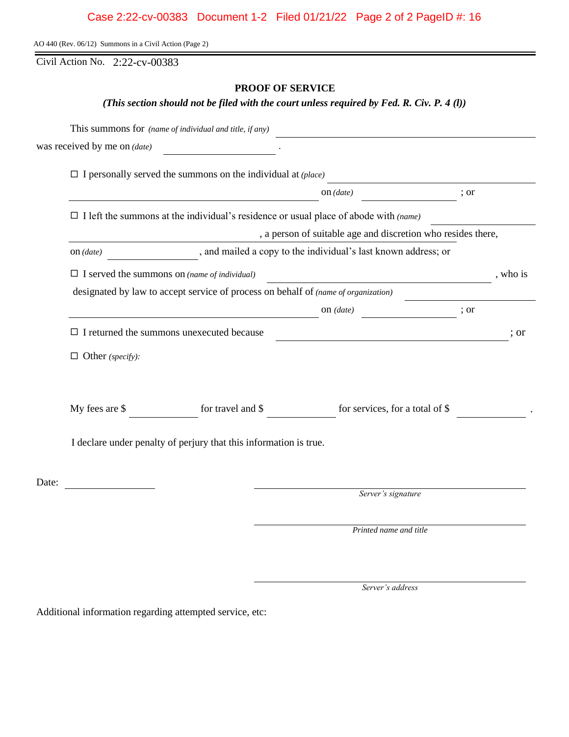AO 440 (Rev. 06/12) Summons in a Civil Action (Page 2)

Civil Action No. 2:22-cv-00383

## PROOF OF SERVICE

***(This section should not be filed with the court unless required by Fed. R. Civ. P. 4 (l))***

This summons for *(name of individual and title, if any)* ______________________________
was received by me on *(date)* ____________________ .

☐ I personally served the summons on the individual at *(place)* ______________________________
______________________________ on *(date)* ______________ ; or

☐ I left the summons at the individual's residence or usual place of abode with *(name)* ______________
______________________________ , a person of suitable age and discretion who resides there,
on *(date)* ______________ , and mailed a copy to the individual's last known address; or

☐ I served the summons on *(name of individual)* ______________________________ , who is
designated by law to accept service of process on behalf of *(name of organization)* ______________
______________________________ on *(date)* ______________ ; or

☐ I returned the summons unexecuted because ______________________________ ; or

☐ Other *(specify)*:

My fees are $ __________ for travel and $ __________ for services, for a total of $ __________ .

I declare under penalty of perjury that this information is true.

Date: ______________

______________________________
*Server's signature*

______________________________
*Printed name and title*

______________________________
*Server's address*

Additional information regarding attempted service, etc: